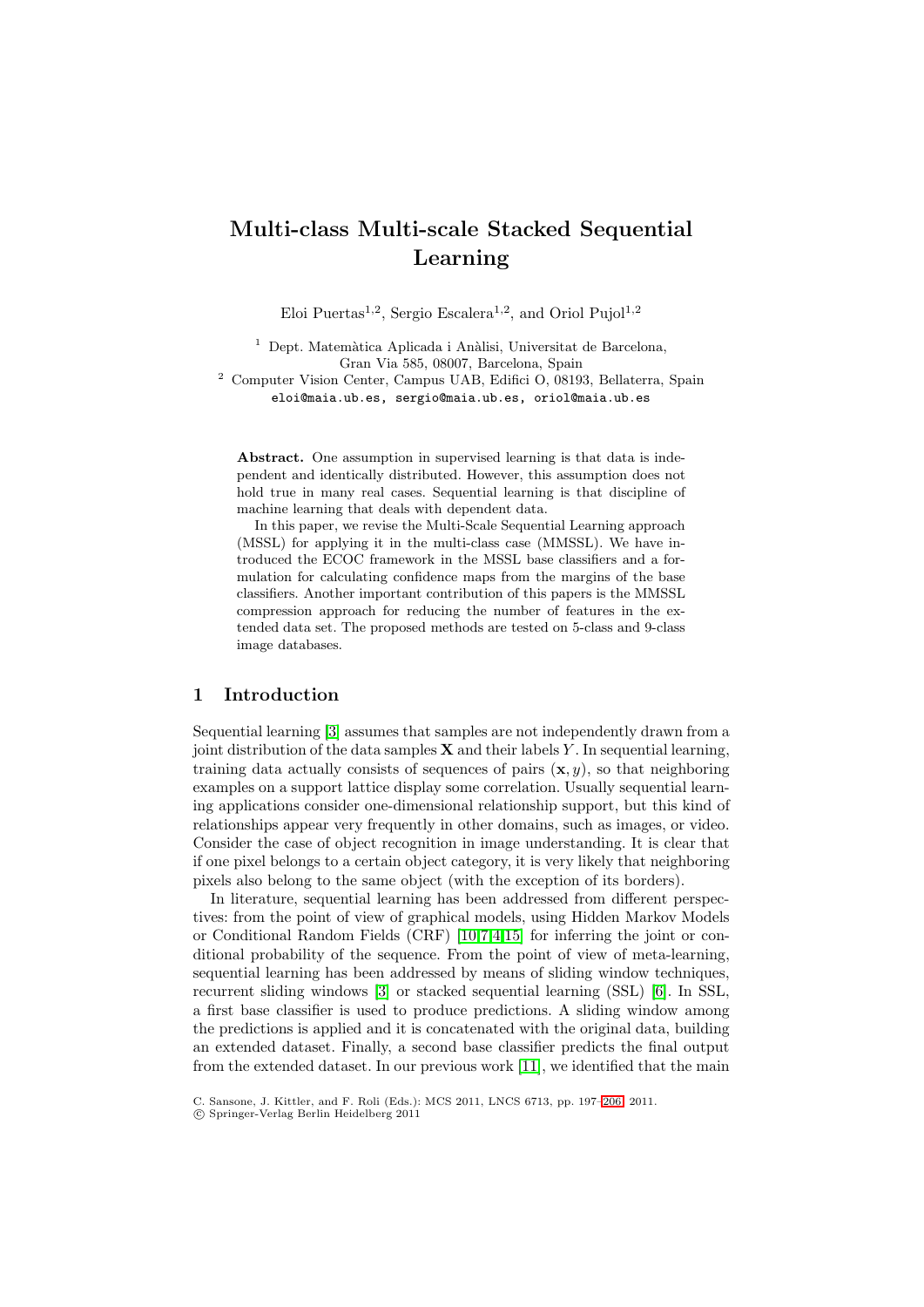# Multi-class Multi-scale Stacked Sequential Learning

Eloi Puertas[1,2], Sergio Escalera[1,2], and Oriol Pujol[1,2]

[1] Dept. Matemàtica Aplicada i Anàlisi, Universitat de Barcelona, Gran Via 585, 08007, Barcelona, Spain
[2] Computer Vision Center, Campus UAB, Edifici O, 08193, Bellaterra, Spain
eloi@maia.ub.es, sergio@maia.ub.es, oriol@maia.ub.es

**Abstract.** One assumption in supervised learning is that data is independent and identically distributed. However, this assumption does not hold true in many real cases. Sequential learning is that discipline of machine learning that deals with dependent data.

In this paper, we revise the Multi-Scale Sequential Learning approach (MSSL) for applying it in the multi-class case (MMSSL). We have introduced the ECOC framework in the MSSL base classifiers and a formulation for calculating confidence maps from the margins of the base classifiers. Another important contribution of this papers is the MMSSL compression approach for reducing the number of features in the extended data set. The proposed methods are tested on 5-class and 9-class image databases.

## 1 Introduction

Sequential learning [3] assumes that samples are not independently drawn from a joint distribution of the data samples $\mathbf{X}$ and their labels $Y$. In sequential learning, training data actually consists of sequences of pairs $(\mathbf{x}, y)$, so that neighboring examples on a support lattice display some correlation. Usually sequential learning applications consider one-dimensional relationship support, but this kind of relationships appear very frequently in other domains, such as images, or video. Consider the case of object recognition in image understanding. It is clear that if one pixel belongs to a certain object category, it is very likely that neighboring pixels also belong to the same object (with the exception of its borders).

In literature, sequential learning has been addressed from different perspectives: from the point of view of graphical models, using Hidden Markov Models or Conditional Random Fields (CRF) [10,7,4,15] for inferring the joint or conditional probability of the sequence. From the point of view of meta-learning, sequential learning has been addressed by means of sliding window techniques, recurrent sliding windows [3] or stacked sequential learning (SSL) [6]. In SSL, a first base classifier is used to produce predictions. A sliding window among the predictions is applied and it is concatenated with the original data, building an extended dataset. Finally, a second base classifier predicts the final output from the extended dataset. In our previous work [11], we identified that the main

C. Sansone, J. Kittler, and F. Roli (Eds.): MCS 2011, LNCS 6713, pp. 197–206, 2011.
© Springer-Verlag Berlin Heidelberg 2011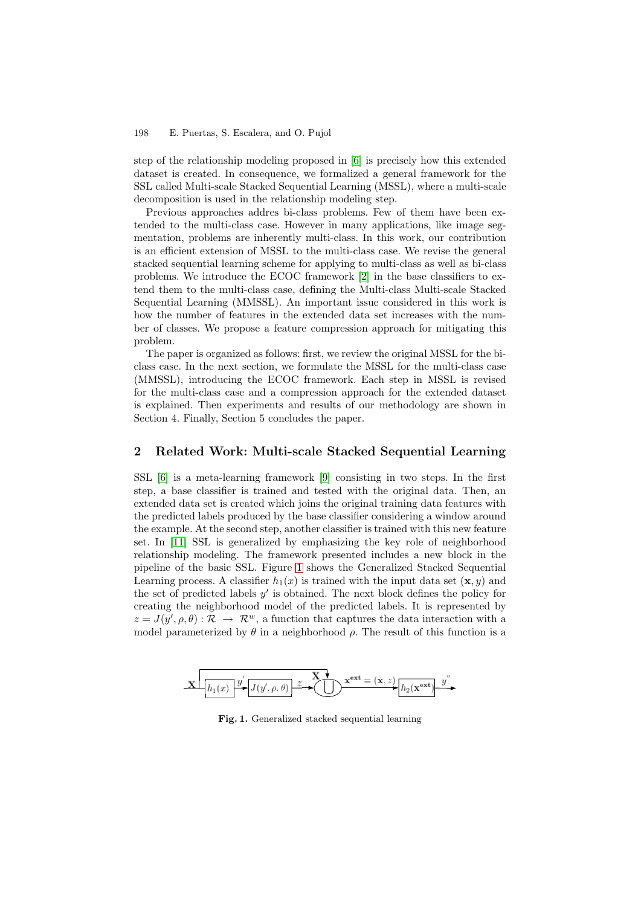step of the relationship modeling proposed in [6] is precisely how this extended dataset is created. In consequence, we formalized a general framework for the SSL called Multi-scale Stacked Sequential Learning (MSSL), where a multi-scale decomposition is used in the relationship modeling step.

Previous approaches addres bi-class problems. Few of them have been extended to the multi-class case. However in many applications, like image segmentation, problems are inherently multi-class. In this work, our contribution is an efficient extension of MSSL to the multi-class case. We revise the general stacked sequential learning scheme for applying to multi-class as well as bi-class problems. We introduce the ECOC framework [2] in the base classifiers to extend them to the multi-class case, defining the Multi-class Multi-scale Stacked Sequential Learning (MMSSL). An important issue considered in this work is how the number of features in the extended data set increases with the number of classes. We propose a feature compression approach for mitigating this problem.

The paper is organized as follows: first, we review the original MSSL for the bi-class case. In the next section, we formulate the MSSL for the multi-class case (MMSSL), introducing the ECOC framework. Each step in MSSL is revised for the multi-class case and a compression approach for the extended dataset is explained. Then experiments and results of our methodology are shown in Section 4. Finally, Section 5 concludes the paper.

## 2 Related Work: Multi-scale Stacked Sequential Learning

SSL [6] is a meta-learning framework [9] consisting in two steps. In the first step, a base classifier is trained and tested with the original data. Then, an extended data set is created which joins the original training data features with the predicted labels produced by the base classifier considering a window around the example. At the second step, another classifier is trained with this new feature set. In [11] SSL is generalized by emphasizing the key role of neighborhood relationship modeling. The framework presented includes a new block in the pipeline of the basic SSL. Figure 1 shows the Generalized Stacked Sequential Learning process. A classifier $h_1(x)$ is trained with the input data set $(\mathbf{x}, y)$ and the set of predicted labels $y'$ is obtained. The next block defines the policy for creating the neighborhood model of the predicted labels. It is represented by $z = J(y', \rho, \theta) : \mathcal{R} \rightarrow \mathcal{R}^w$, a function that captures the data interaction with a model parameterized by $\theta$ in a neighborhood $\rho$. The result of this function is a

$$\mathbf{X} \rightarrow h_1(x) \xrightarrow{y'} J(y', \rho, \theta) \xrightarrow{z} \bigcup (\mathbf{X}) \xrightarrow{\mathbf{x^{ext}} = (\mathbf{x}, z)} h_2(\mathbf{x^{ext}}) \xrightarrow{y''}$$

**Fig. 1.** Generalized stacked sequential learning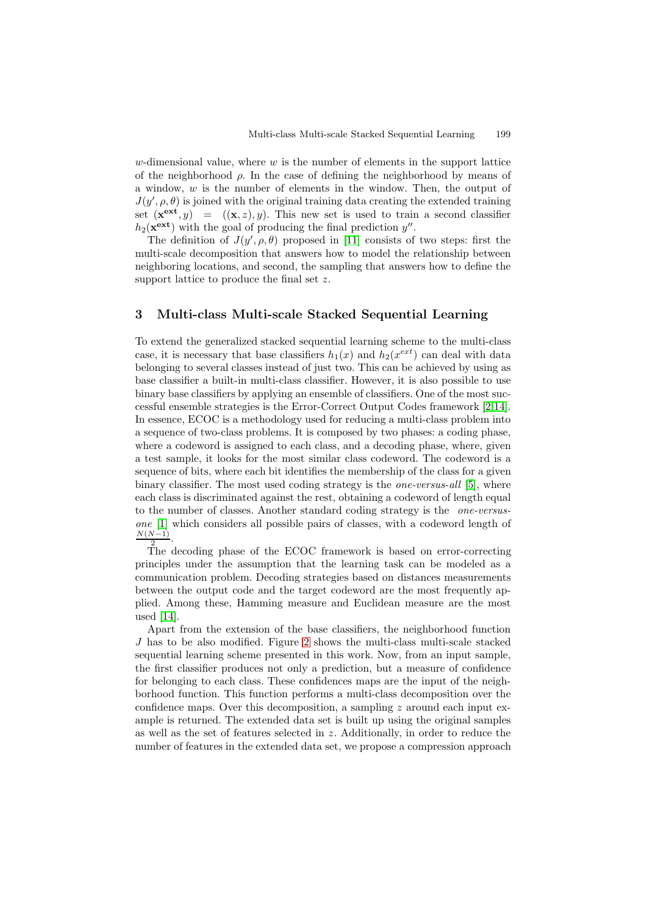$w$-dimensional value, where $w$ is the number of elements in the support lattice of the neighborhood $\rho$. In the case of defining the neighborhood by means of a window, $w$ is the number of elements in the window. Then, the output of $J(y', \rho, \theta)$ is joined with the original training data creating the extended training set $(\mathbf{x^{ext}}, y) = ((\mathbf{x}, z), y)$. This new set is used to train a second classifier $h_2(\mathbf{x^{ext}})$ with the goal of producing the final prediction $y''$.

The definition of $J(y', \rho, \theta)$ proposed in [11] consists of two steps: first the multi-scale decomposition that answers how to model the relationship between neighboring locations, and second, the sampling that answers how to define the support lattice to produce the final set $z$.

## 3 Multi-class Multi-scale Stacked Sequential Learning

To extend the generalized stacked sequential learning scheme to the multi-class case, it is necessary that base classifiers $h_1(x)$ and $h_2(x^{ext})$ can deal with data belonging to several classes instead of just two. This can be achieved by using as base classifier a built-in multi-class classifier. However, it is also possible to use binary base classifiers by applying an ensemble of classifiers. One of the most successful ensemble strategies is the Error-Correct Output Codes framework [2,14]. In essence, ECOC is a methodology used for reducing a multi-class problem into a sequence of two-class problems. It is composed by two phases: a coding phase, where a codeword is assigned to each class, and a decoding phase, where, given a test sample, it looks for the most similar class codeword. The codeword is a sequence of bits, where each bit identifies the membership of the class for a given binary classifier. The most used coding strategy is the *one-versus-all* [5], where each class is discriminated against the rest, obtaining a codeword of length equal to the number of classes. Another standard coding strategy is the *one-versus-one* [1] which considers all possible pairs of classes, with a codeword length of $\frac{N(N-1)}{2}$.

The decoding phase of the ECOC framework is based on error-correcting principles under the assumption that the learning task can be modeled as a communication problem. Decoding strategies based on distances measurements between the output code and the target codeword are the most frequently applied. Among these, Hamming measure and Euclidean measure are the most used [14].

Apart from the extension of the base classifiers, the neighborhood function $J$ has to be also modified. Figure 2 shows the multi-class multi-scale stacked sequential learning scheme presented in this work. Now, from an input sample, the first classifier produces not only a prediction, but a measure of confidence for belonging to each class. These confidences maps are the input of the neighborhood function. This function performs a multi-class decomposition over the confidence maps. Over this decomposition, a sampling $z$ around each input example is returned. The extended data set is built up using the original samples as well as the set of features selected in $z$. Additionally, in order to reduce the number of features in the extended data set, we propose a compression approach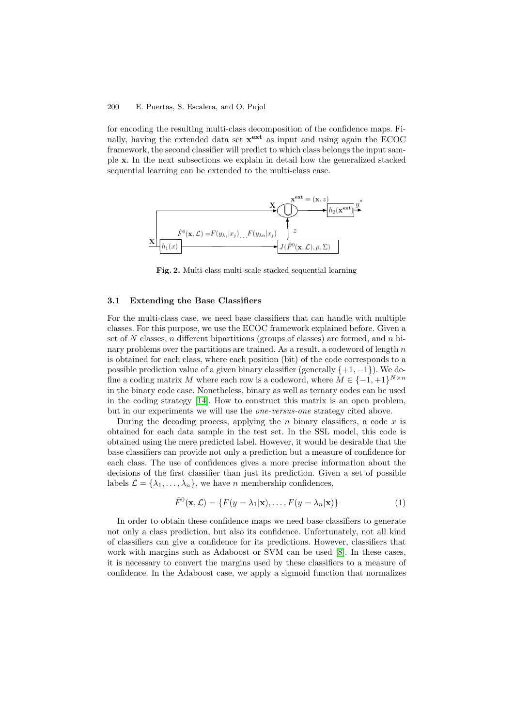for encoding the resulting multi-class decomposition of the confidence maps. Finally, having the extended data set $\mathbf{x^{ext}}$ as input and using again the ECOC framework, the second classifier will predict to which class belongs the input sample $\mathbf{x}$. In the next subsections we explain in detail how the generalized stacked sequential learning can be extended to the multi-class case.

**Fig. 2.** Multi-class multi-scale stacked sequential learning

### 3.1 Extending the Base Classifiers

For the multi-class case, we need base classifiers that can handle with multiple classes. For this purpose, we use the ECOC framework explained before. Given a set of $N$ classes, $n$ different bipartitions (groups of classes) are formed, and $n$ binary problems over the partitions are trained. As a result, a codeword of length $n$ is obtained for each class, where each position (bit) of the code corresponds to a possible prediction value of a given binary classifier (generally $\{+1, -1\}$). We define a coding matrix $M$ where each row is a codeword, where $M \in \{-1, +1\}^{N \times n}$ in the binary code case. Nonetheless, binary as well as ternary codes can be used in the coding strategy [14]. How to construct this matrix is an open problem, but in our experiments we will use the *one-versus-one* strategy cited above.

During the decoding process, applying the $n$ binary classifiers, a code $x$ is obtained for each data sample in the test set. In the SSL model, this code is obtained using the mere predicted label. However, it would be desirable that the base classifiers can provide not only a prediction but a measure of confidence for each class. The use of confidences gives a more precise information about the decisions of the first classifier than just its prediction. Given a set of possible labels $\mathcal{L} = \{\lambda_1, \ldots, \lambda_n\}$, we have $n$ membership confidences,

$$\hat{F}^0(\mathbf{x}, \mathcal{L}) = \{F(y = \lambda_1|\mathbf{x}), \ldots, F(y = \lambda_n|\mathbf{x})\} \tag{1}$$

In order to obtain these confidence maps we need base classifiers to generate not only a class prediction, but also its confidence. Unfortunately, not all kind of classifiers can give a confidence for its predictions. However, classifiers that work with margins such as Adaboost or SVM can be used [8]. In these cases, it is necessary to convert the margins used by these classifiers to a measure of confidence. In the Adaboost case, we apply a sigmoid function that normalizes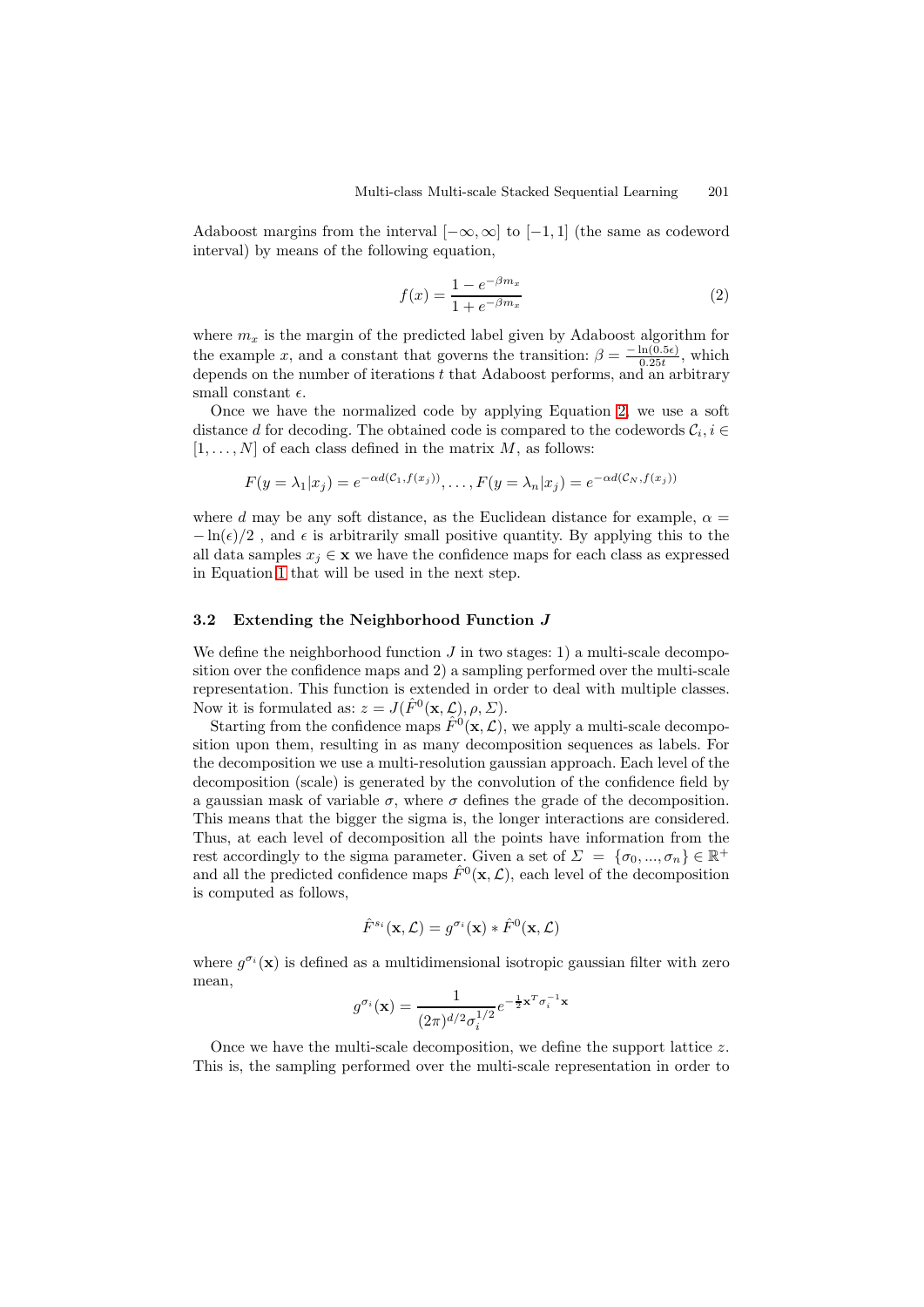Adaboost margins from the interval $[-\infty, \infty]$ to $[-1, 1]$ (the same as codeword interval) by means of the following equation,

$$f(x) = \frac{1 - e^{-\beta m_x}}{1 + e^{-\beta m_x}} \tag{2}$$

where $m_x$ is the margin of the predicted label given by Adaboost algorithm for the example $x$, and a constant that governs the transition: $\beta = \frac{-\ln(0.5\epsilon)}{0.25t}$, which depends on the number of iterations $t$ that Adaboost performs, and an arbitrary small constant $\epsilon$.

Once we have the normalized code by applying Equation 2, we use a soft distance $d$ for decoding. The obtained code is compared to the codewords $\mathcal{C}_i, i \in [1, \ldots, N]$ of each class defined in the matrix $M$, as follows:

$$F(y = \lambda_1 | x_j) = e^{-\alpha d(\mathcal{C}_1, f(x_j))}, \ldots, F(y = \lambda_n | x_j) = e^{-\alpha d(\mathcal{C}_N, f(x_j))}$$

where $d$ may be any soft distance, as the Euclidean distance for example, $\alpha = -\ln(\epsilon)/2$ , and $\epsilon$ is arbitrarily small positive quantity. By applying this to the all data samples $x_j \in \mathbf{x}$ we have the confidence maps for each class as expressed in Equation 1 that will be used in the next step.

### 3.2 Extending the Neighborhood Function $J$

We define the neighborhood function $J$ in two stages: 1) a multi-scale decomposition over the confidence maps and 2) a sampling performed over the multi-scale representation. This function is extended in order to deal with multiple classes. Now it is formulated as: $z = J(\hat{F}^0(\mathbf{x}, \mathcal{L}), \rho, \Sigma)$.

Starting from the confidence maps $\hat{F}^0(\mathbf{x}, \mathcal{L})$, we apply a multi-scale decomposition upon them, resulting in as many decomposition sequences as labels. For the decomposition we use a multi-resolution gaussian approach. Each level of the decomposition (scale) is generated by the convolution of the confidence field by a gaussian mask of variable $\sigma$, where $\sigma$ defines the grade of the decomposition. This means that the bigger the sigma is, the longer interactions are considered. Thus, at each level of decomposition all the points have information from the rest accordingly to the sigma parameter. Given a set of $\Sigma = \{\sigma_0, ..., \sigma_n\} \in \mathbb{R}^+$ and all the predicted confidence maps $\hat{F}^0(\mathbf{x}, \mathcal{L})$, each level of the decomposition is computed as follows,

$$\hat{F}^{s_i}(\mathbf{x}, \mathcal{L}) = g^{\sigma_i}(\mathbf{x}) * \hat{F}^0(\mathbf{x}, \mathcal{L})$$

where $g^{\sigma_i}(\mathbf{x})$ is defined as a multidimensional isotropic gaussian filter with zero mean,

$$g^{\sigma_i}(\mathbf{x}) = \frac{1}{(2\pi)^{d/2} \sigma_i^{1/2}} e^{-\frac{1}{2}\mathbf{x}^T \sigma_i^{-1} \mathbf{x}}$$

Once we have the multi-scale decomposition, we define the support lattice $z$. This is, the sampling performed over the multi-scale representation in order to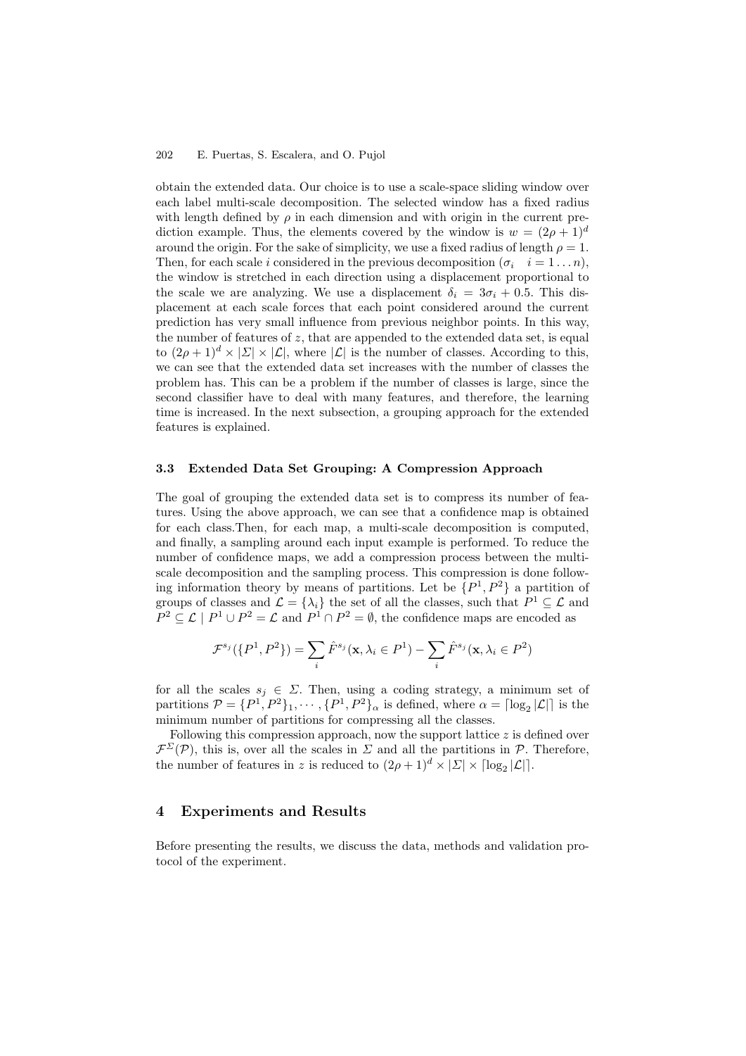obtain the extended data. Our choice is to use a scale-space sliding window over each label multi-scale decomposition. The selected window has a fixed radius with length defined by $\rho$ in each dimension and with origin in the current prediction example. Thus, the elements covered by the window is $w = (2\rho + 1)^d$ around the origin. For the sake of simplicity, we use a fixed radius of length $\rho = 1$. Then, for each scale $i$ considered in the previous decomposition ($\sigma_i \quad i = 1 \ldots n$), the window is stretched in each direction using a displacement proportional to the scale we are analyzing. We use a displacement $\delta_i = 3\sigma_i + 0.5$. This displacement at each scale forces that each point considered around the current prediction has very small influence from previous neighbor points. In this way, the number of features of $z$, that are appended to the extended data set, is equal to $(2\rho + 1)^d \times |\Sigma| \times |\mathcal{L}|$, where $|\mathcal{L}|$ is the number of classes. According to this, we can see that the extended data set increases with the number of classes the problem has. This can be a problem if the number of classes is large, since the second classifier have to deal with many features, and therefore, the learning time is increased. In the next subsection, a grouping approach for the extended features is explained.

### 3.3 Extended Data Set Grouping: A Compression Approach

The goal of grouping the extended data set is to compress its number of features. Using the above approach, we can see that a confidence map is obtained for each class.Then, for each map, a multi-scale decomposition is computed, and finally, a sampling around each input example is performed. To reduce the number of confidence maps, we add a compression process between the multi-scale decomposition and the sampling process. This compression is done following information theory by means of partitions. Let be $\{P^1, P^2\}$ a partition of groups of classes and $\mathcal{L} = \{\lambda_i\}$ the set of all the classes, such that $P^1 \subseteq \mathcal{L}$ and $P^2 \subseteq \mathcal{L} \mid P^1 \cup P^2 = \mathcal{L}$ and $P^1 \cap P^2 = \emptyset$, the confidence maps are encoded as

$$\mathcal{F}^{s_j}(\{P^1, P^2\}) = \sum_i \hat{F}^{s_j}(\mathbf{x}, \lambda_i \in P^1) - \sum_i \hat{F}^{s_j}(\mathbf{x}, \lambda_i \in P^2)$$

for all the scales $s_j \in \Sigma$. Then, using a coding strategy, a minimum set of partitions $\mathcal{P} = \{P^1, P^2\}_1, \cdots, \{P^1, P^2\}_\alpha$ is defined, where $\alpha = \lceil \log_2 |\mathcal{L}| \rceil$ is the minimum number of partitions for compressing all the classes.

Following this compression approach, now the support lattice $z$ is defined over $\mathcal{F}^{\Sigma}(\mathcal{P})$, this is, over all the scales in $\Sigma$ and all the partitions in $\mathcal{P}$. Therefore, the number of features in $z$ is reduced to $(2\rho + 1)^d \times |\Sigma| \times \lceil \log_2 |\mathcal{L}| \rceil$.

## 4 Experiments and Results

Before presenting the results, we discuss the data, methods and validation protocol of the experiment.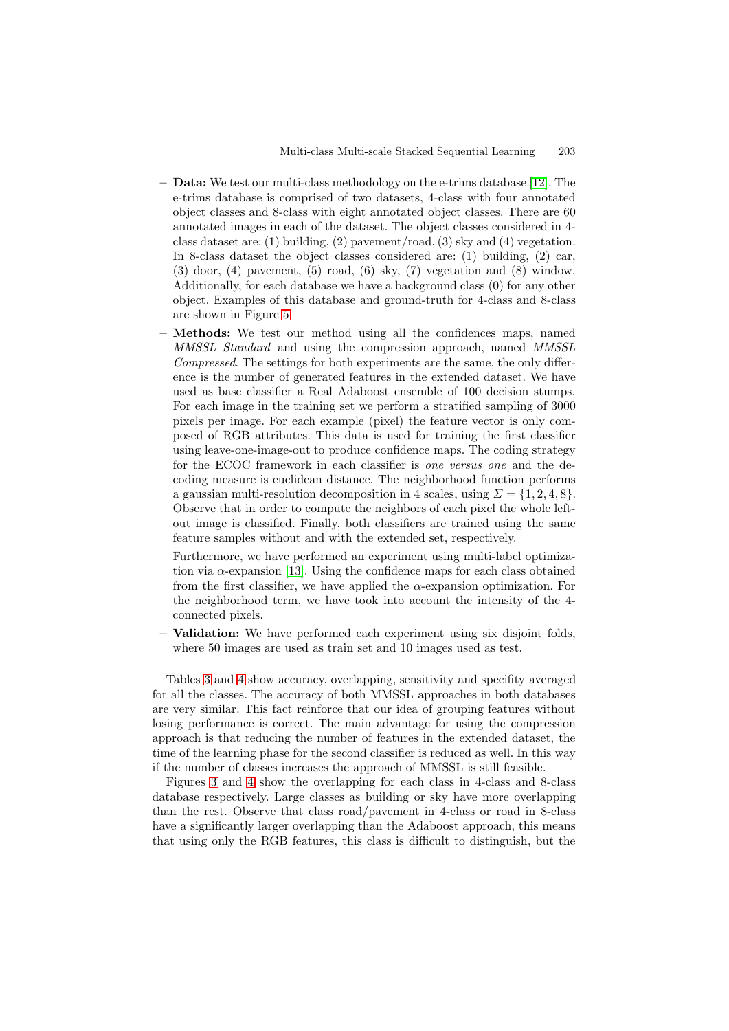- **Data:** We test our multi-class methodology on the e-trims database [12]. The e-trims database is comprised of two datasets, 4-class with four annotated object classes and 8-class with eight annotated object classes. There are 60 annotated images in each of the dataset. The object classes considered in 4-class dataset are: (1) building, (2) pavement/road, (3) sky and (4) vegetation. In 8-class dataset the object classes considered are: (1) building, (2) car, (3) door, (4) pavement, (5) road, (6) sky, (7) vegetation and (8) window. Additionally, for each database we have a background class (0) for any other object. Examples of this database and ground-truth for 4-class and 8-class are shown in Figure 5.
- **Methods:** We test our method using all the confidences maps, named *MMSSL Standard* and using the compression approach, named *MMSSL Compressed*. The settings for both experiments are the same, the only difference is the number of generated features in the extended dataset. We have used as base classifier a Real Adaboost ensemble of 100 decision stumps. For each image in the training set we perform a stratified sampling of 3000 pixels per image. For each example (pixel) the feature vector is only composed of RGB attributes. This data is used for training the first classifier using leave-one-image-out to produce confidence maps. The coding strategy for the ECOC framework in each classifier is *one versus one* and the decoding measure is euclidean distance. The neighborhood function performs a gaussian multi-resolution decomposition in 4 scales, using $\Sigma = \{1, 2, 4, 8\}$. Observe that in order to compute the neighbors of each pixel the whole left-out image is classified. Finally, both classifiers are trained using the same feature samples without and with the extended set, respectively.

  Furthermore, we have performed an experiment using multi-label optimization via $\alpha$-expansion [13]. Using the confidence maps for each class obtained from the first classifier, we have applied the $\alpha$-expansion optimization. For the neighborhood term, we have took into account the intensity of the 4-connected pixels.
- **Validation:** We have performed each experiment using six disjoint folds, where 50 images are used as train set and 10 images used as test.

Tables 3 and 4 show accuracy, overlapping, sensitivity and specifity averaged for all the classes. The accuracy of both MMSSL approaches in both databases are very similar. This fact reinforce that our idea of grouping features without losing performance is correct. The main advantage for using the compression approach is that reducing the number of features in the extended dataset, the time of the learning phase for the second classifier is reduced as well. In this way if the number of classes increases the approach of MMSSL is still feasible.

Figures 3 and 4 show the overlapping for each class in 4-class and 8-class database respectively. Large classes as building or sky have more overlapping than the rest. Observe that class road/pavement in 4-class or road in 8-class have a significantly larger overlapping than the Adaboost approach, this means that using only the RGB features, this class is difficult to distinguish, but the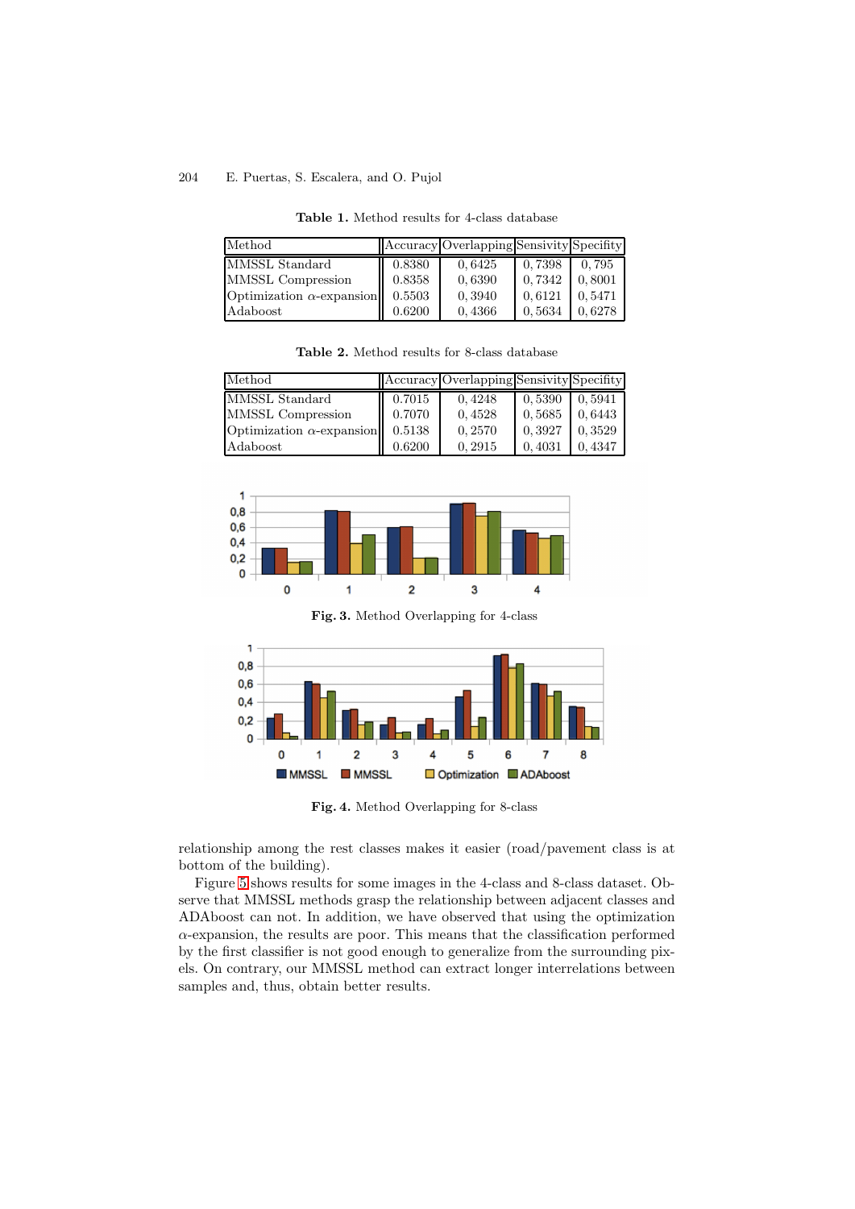**Table 1.** Method results for 4-class database

| Method | Accuracy | Overlapping | Sensivity | Specifity |
|---|---|---|---|---|
| MMSSL Standard | 0.8380 | 0, 6425 | 0, 7398 | 0, 795 |
| MMSSL Compression | 0.8358 | 0, 6390 | 0, 7342 | 0, 8001 |
| Optimization $\alpha$-expansion | 0.5503 | 0, 3940 | 0, 6121 | 0, 5471 |
| Adaboost | 0.6200 | 0, 4366 | 0, 5634 | 0, 6278 |

**Table 2.** Method results for 8-class database

| Method | Accuracy | Overlapping | Sensivity | Specifity |
|---|---|---|---|---|
| MMSSL Standard | 0.7015 | 0, 4248 | 0, 5390 | 0, 5941 |
| MMSSL Compression | 0.7070 | 0, 4528 | 0, 5685 | 0, 6443 |
| Optimization $\alpha$-expansion | 0.5138 | 0, 2570 | 0, 3927 | 0, 3529 |
| Adaboost | 0.6200 | 0, 2915 | 0, 4031 | 0, 4347 |

**Fig. 3.** Method Overlapping for 4-class

**Fig. 4.** Method Overlapping for 8-class

relationship among the rest classes makes it easier (road/pavement class is at bottom of the building).

Figure 5 shows results for some images in the 4-class and 8-class dataset. Observe that MMSSL methods grasp the relationship between adjacent classes and ADAboost can not. In addition, we have observed that using the optimization $\alpha$-expansion, the results are poor. This means that the classification performed by the first classifier is not good enough to generalize from the surrounding pixels. On contrary, our MMSSL method can extract longer interrelations between samples and, thus, obtain better results.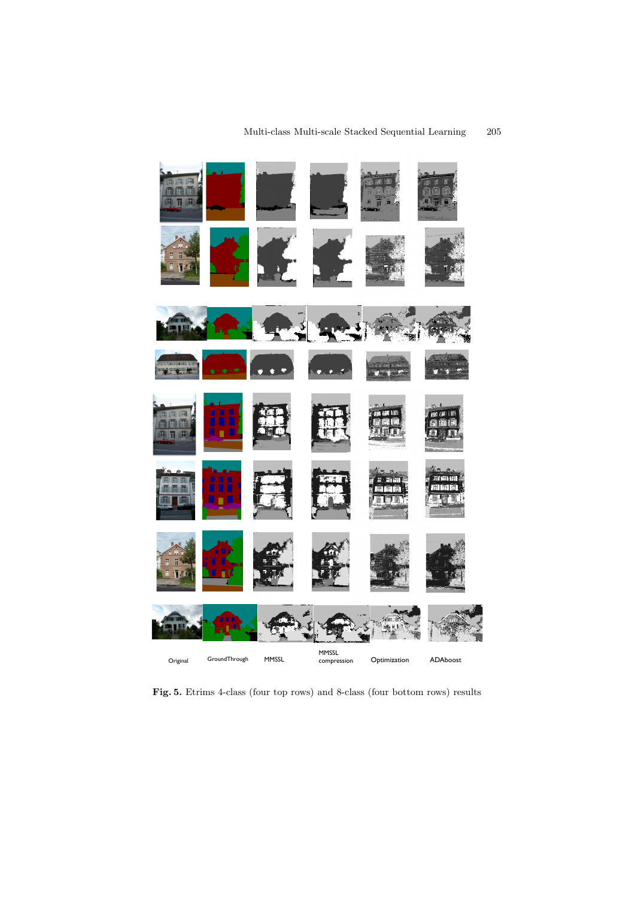Original GroundThrough MMSSL MMSSL compression Optimization ADAboost

**Fig. 5.** Etrims 4-class (four top rows) and 8-class (four bottom rows) results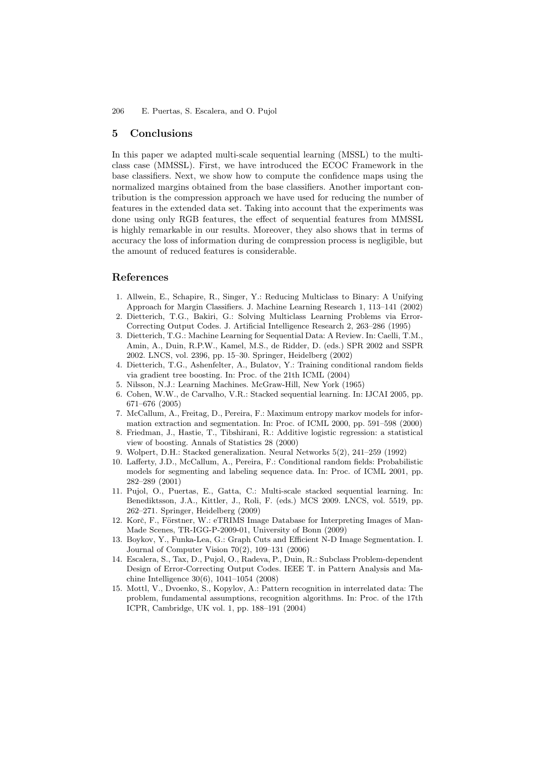## 5 Conclusions

In this paper we adapted multi-scale sequential learning (MSSL) to the multi-class case (MMSSL). First, we have introduced the ECOC Framework in the base classifiers. Next, we show how to compute the confidence maps using the normalized margins obtained from the base classifiers. Another important contribution is the compression approach we have used for reducing the number of features in the extended data set. Taking into account that the experiments was done using only RGB features, the effect of sequential features from MMSSL is highly remarkable in our results. Moreover, they also shows that in terms of accuracy the loss of information during de compression process is negligible, but the amount of reduced features is considerable.

## References

1. Allwein, E., Schapire, R., Singer, Y.: Reducing Multiclass to Binary: A Unifying Approach for Margin Classifiers. J. Machine Learning Research 1, 113–141 (2002)
2. Dietterich, T.G., Bakiri, G.: Solving Multiclass Learning Problems via Error-Correcting Output Codes. J. Artificial Intelligence Research 2, 263–286 (1995)
3. Dietterich, T.G.: Machine Learning for Sequential Data: A Review. In: Caelli, T.M., Amin, A., Duin, R.P.W., Kamel, M.S., de Ridder, D. (eds.) SPR 2002 and SSPR 2002. LNCS, vol. 2396, pp. 15–30. Springer, Heidelberg (2002)
4. Dietterich, T.G., Ashenfelter, A., Bulatov, Y.: Training conditional random fields via gradient tree boosting. In: Proc. of the 21th ICML (2004)
5. Nilsson, N.J.: Learning Machines. McGraw-Hill, New York (1965)
6. Cohen, W.W., de Carvalho, V.R.: Stacked sequential learning. In: IJCAI 2005, pp. 671–676 (2005)
7. McCallum, A., Freitag, D., Pereira, F.: Maximum entropy markov models for information extraction and segmentation. In: Proc. of ICML 2000, pp. 591–598 (2000)
8. Friedman, J., Hastie, T., Tibshirani, R.: Additive logistic regression: a statistical view of boosting. Annals of Statistics 28 (2000)
9. Wolpert, D.H.: Stacked generalization. Neural Networks 5(2), 241–259 (1992)
10. Lafferty, J.D., McCallum, A., Pereira, F.: Conditional random fields: Probabilistic models for segmenting and labeling sequence data. In: Proc. of ICML 2001, pp. 282–289 (2001)
11. Pujol, O., Puertas, E., Gatta, C.: Multi-scale stacked sequential learning. In: Benediktsson, J.A., Kittler, J., Roli, F. (eds.) MCS 2009. LNCS, vol. 5519, pp. 262–271. Springer, Heidelberg (2009)
12. Korč, F., Förstner, W.: eTRIMS Image Database for Interpreting Images of Man-Made Scenes, TR-IGG-P-2009-01, University of Bonn (2009)
13. Boykov, Y., Funka-Lea, G.: Graph Cuts and Efficient N-D Image Segmentation. I. Journal of Computer Vision 70(2), 109–131 (2006)
14. Escalera, S., Tax, D., Pujol, O., Radeva, P., Duin, R.: Subclass Problem-dependent Design of Error-Correcting Output Codes. IEEE T. in Pattern Analysis and Machine Intelligence 30(6), 1041–1054 (2008)
15. Mottl, V., Dvoenko, S., Kopylov, A.: Pattern recognition in interrelated data: The problem, fundamental assumptions, recognition algorithms. In: Proc. of the 17th ICPR, Cambridge, UK vol. 1, pp. 188–191 (2004)